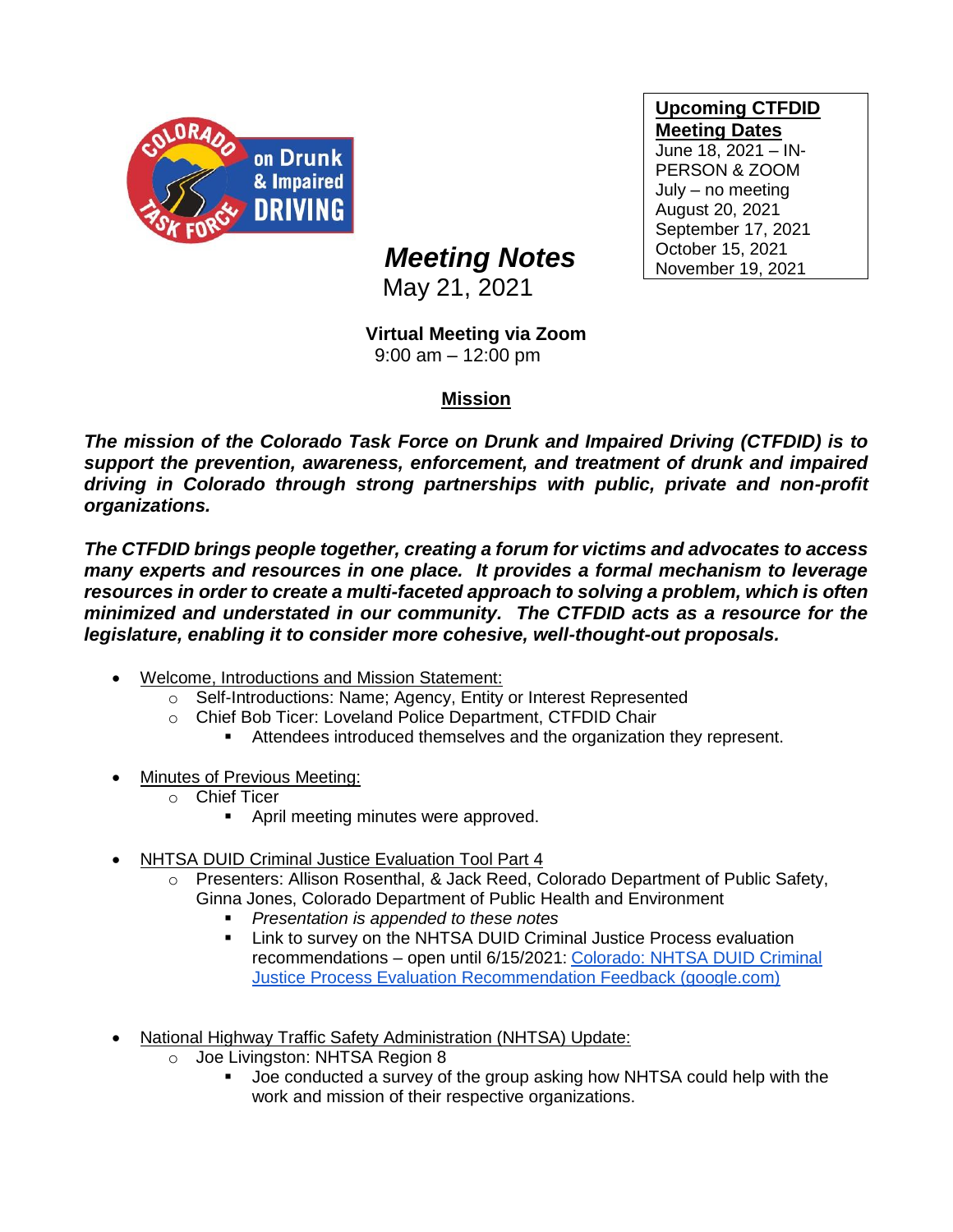# Meeting Notes

May 21, 2021

**Upcoming CTFDID Meeting Dates**
June 18, 2021 – IN-PERSON & ZOOM
July – no meeting
August 20, 2021
September 17, 2021
October 15, 2021
November 19, 2021

**Virtual Meeting via Zoom**
9:00 am – 12:00 pm

## Mission

***The mission of the Colorado Task Force on Drunk and Impaired Driving (CTFDID) is to support the prevention, awareness, enforcement, and treatment of drunk and impaired driving in Colorado through strong partnerships with public, private and non-profit organizations.***

***The CTFDID brings people together, creating a forum for victims and advocates to access many experts and resources in one place. It provides a formal mechanism to leverage resources in order to create a multi-faceted approach to solving a problem, which is often minimized and understated in our community. The CTFDID acts as a resource for the legislature, enabling it to consider more cohesive, well-thought-out proposals.***

- Welcome, Introductions and Mission Statement:
  - Self-Introductions: Name; Agency, Entity or Interest Represented
  - Chief Bob Ticer: Loveland Police Department, CTFDID Chair
    - Attendees introduced themselves and the organization they represent.

- Minutes of Previous Meeting:
  - Chief Ticer
    - April meeting minutes were approved.

- NHTSA DUID Criminal Justice Evaluation Tool Part 4
  - Presenters: Allison Rosenthal, & Jack Reed, Colorado Department of Public Safety, Ginna Jones, Colorado Department of Public Health and Environment
    - *Presentation is appended to these notes*
    - Link to survey on the NHTSA DUID Criminal Justice Process evaluation recommendations – open until 6/15/2021: [Colorado: NHTSA DUID Criminal Justice Process Evaluation Recommendation Feedback (google.com)]

- National Highway Traffic Safety Administration (NHTSA) Update:
  - Joe Livingston: NHTSA Region 8
    - Joe conducted a survey of the group asking how NHTSA could help with the work and mission of their respective organizations.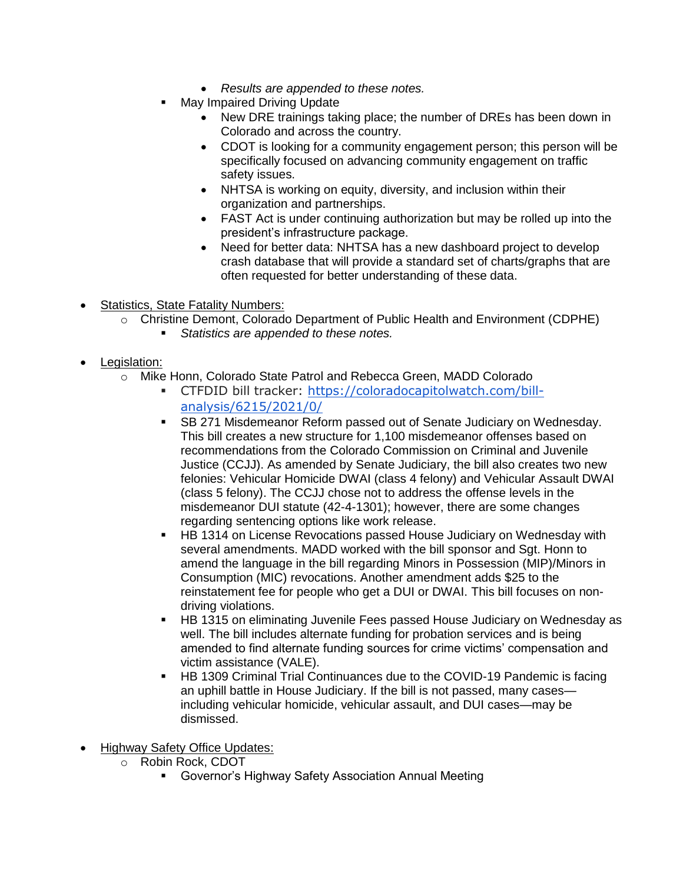- *Results are appended to these notes.*
  - May Impaired Driving Update
    - New DRE trainings taking place; the number of DREs has been down in Colorado and across the country.
    - CDOT is looking for a community engagement person; this person will be specifically focused on advancing community engagement on traffic safety issues.
    - NHTSA is working on equity, diversity, and inclusion within their organization and partnerships.
    - FAST Act is under continuing authorization but may be rolled up into the president's infrastructure package.
    - Need for better data: NHTSA has a new dashboard project to develop crash database that will provide a standard set of charts/graphs that are often requested for better understanding of these data.

- <u>Statistics, State Fatality Numbers:</u>
  - Christine Demont, Colorado Department of Public Health and Environment (CDPHE)
    - *Statistics are appended to these notes.*

- <u>Legislation:</u>
  - Mike Honn, Colorado State Patrol and Rebecca Green, MADD Colorado
    - CTFDID bill tracker: [https://coloradocapitolwatch.com/bill-analysis/6215/2021/0/](https://coloradocapitolwatch.com/bill-analysis/6215/2021/0/)
    - SB 271 Misdemeanor Reform passed out of Senate Judiciary on Wednesday. This bill creates a new structure for 1,100 misdemeanor offenses based on recommendations from the Colorado Commission on Criminal and Juvenile Justice (CCJJ). As amended by Senate Judiciary, the bill also creates two new felonies: Vehicular Homicide DWAI (class 4 felony) and Vehicular Assault DWAI (class 5 felony). The CCJJ chose not to address the offense levels in the misdemeanor DUI statute (42-4-1301); however, there are some changes regarding sentencing options like work release.
    - HB 1314 on License Revocations passed House Judiciary on Wednesday with several amendments. MADD worked with the bill sponsor and Sgt. Honn to amend the language in the bill regarding Minors in Possession (MIP)/Minors in Consumption (MIC) revocations. Another amendment adds $25 to the reinstatement fee for people who get a DUI or DWAI. This bill focuses on non-driving violations.
    - HB 1315 on eliminating Juvenile Fees passed House Judiciary on Wednesday as well. The bill includes alternate funding for probation services and is being amended to find alternate funding sources for crime victims' compensation and victim assistance (VALE).
    - HB 1309 Criminal Trial Continuances due to the COVID-19 Pandemic is facing an uphill battle in House Judiciary. If the bill is not passed, many cases—including vehicular homicide, vehicular assault, and DUI cases—may be dismissed.

- <u>Highway Safety Office Updates:</u>
  - Robin Rock, CDOT
    - Governor's Highway Safety Association Annual Meeting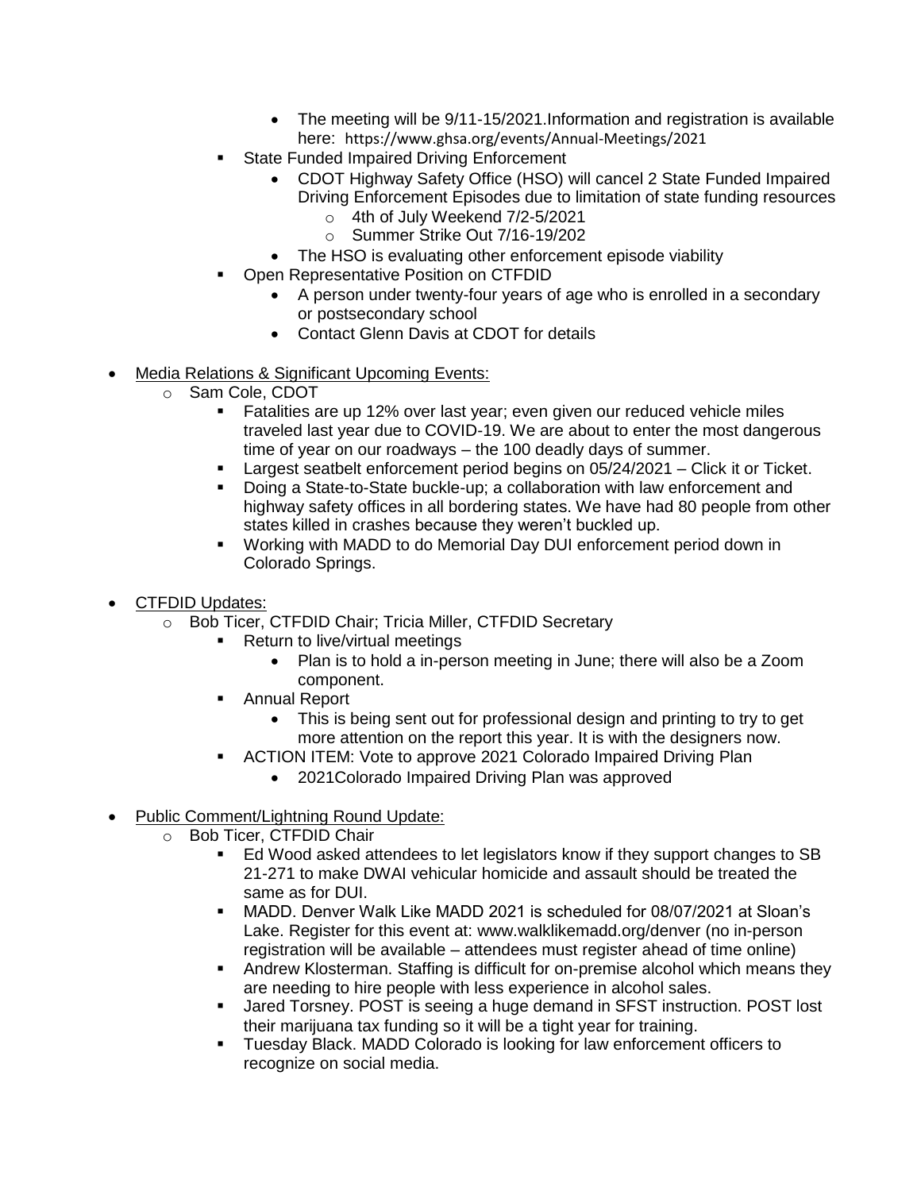- The meeting will be 9/11-15/2021.Information and registration is available here: https://www.ghsa.org/events/Annual-Meetings/2021
    - State Funded Impaired Driving Enforcement
        - CDOT Highway Safety Office (HSO) will cancel 2 State Funded Impaired Driving Enforcement Episodes due to limitation of state funding resources
            - 4th of July Weekend 7/2-5/2021
            - Summer Strike Out 7/16-19/202
        - The HSO is evaluating other enforcement episode viability
    - Open Representative Position on CTFDID
        - A person under twenty-four years of age who is enrolled in a secondary or postsecondary school
        - Contact Glenn Davis at CDOT for details

- Media Relations & Significant Upcoming Events:
    - Sam Cole, CDOT
        - Fatalities are up 12% over last year; even given our reduced vehicle miles traveled last year due to COVID-19. We are about to enter the most dangerous time of year on our roadways – the 100 deadly days of summer.
        - Largest seatbelt enforcement period begins on 05/24/2021 – Click it or Ticket.
        - Doing a State-to-State buckle-up; a collaboration with law enforcement and highway safety offices in all bordering states. We have had 80 people from other states killed in crashes because they weren't buckled up.
        - Working with MADD to do Memorial Day DUI enforcement period down in Colorado Springs.

- CTFDID Updates:
    - Bob Ticer, CTFDID Chair; Tricia Miller, CTFDID Secretary
        - Return to live/virtual meetings
            - Plan is to hold a in-person meeting in June; there will also be a Zoom component.
        - Annual Report
            - This is being sent out for professional design and printing to try to get more attention on the report this year. It is with the designers now.
        - ACTION ITEM: Vote to approve 2021 Colorado Impaired Driving Plan
            - 2021Colorado Impaired Driving Plan was approved

- Public Comment/Lightning Round Update:
    - Bob Ticer, CTFDID Chair
        - Ed Wood asked attendees to let legislators know if they support changes to SB 21-271 to make DWAI vehicular homicide and assault should be treated the same as for DUI.
        - MADD. Denver Walk Like MADD 2021 is scheduled for 08/07/2021 at Sloan's Lake. Register for this event at: www.walklikemadd.org/denver (no in-person registration will be available – attendees must register ahead of time online)
        - Andrew Klosterman. Staffing is difficult for on-premise alcohol which means they are needing to hire people with less experience in alcohol sales.
        - Jared Torsney. POST is seeing a huge demand in SFST instruction. POST lost their marijuana tax funding so it will be a tight year for training.
        - Tuesday Black. MADD Colorado is looking for law enforcement officers to recognize on social media.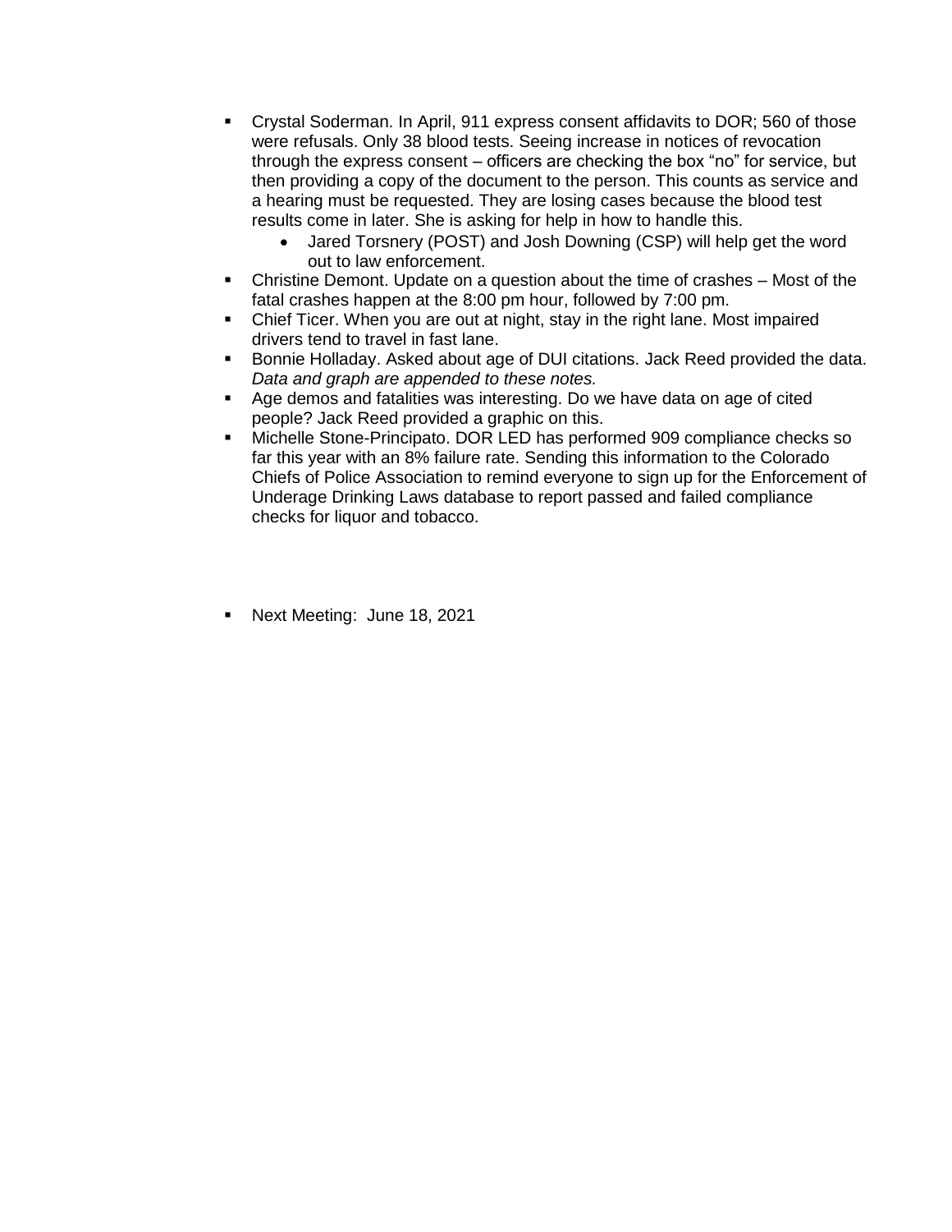- Crystal Soderman. In April, 911 express consent affidavits to DOR; 560 of those were refusals. Only 38 blood tests. Seeing increase in notices of revocation through the express consent – officers are checking the box "no" for service, but then providing a copy of the document to the person. This counts as service and a hearing must be requested. They are losing cases because the blood test results come in later. She is asking for help in how to handle this.
  - Jared Torsnery (POST) and Josh Downing (CSP) will help get the word out to law enforcement.
- Christine Demont. Update on a question about the time of crashes – Most of the fatal crashes happen at the 8:00 pm hour, followed by 7:00 pm.
- Chief Ticer. When you are out at night, stay in the right lane. Most impaired drivers tend to travel in fast lane.
- Bonnie Holladay. Asked about age of DUI citations. Jack Reed provided the data. *Data and graph are appended to these notes.*
- Age demos and fatalities was interesting. Do we have data on age of cited people? Jack Reed provided a graphic on this.
- Michelle Stone-Principato. DOR LED has performed 909 compliance checks so far this year with an 8% failure rate. Sending this information to the Colorado Chiefs of Police Association to remind everyone to sign up for the Enforcement of Underage Drinking Laws database to report passed and failed compliance checks for liquor and tobacco.

- Next Meeting: June 18, 2021